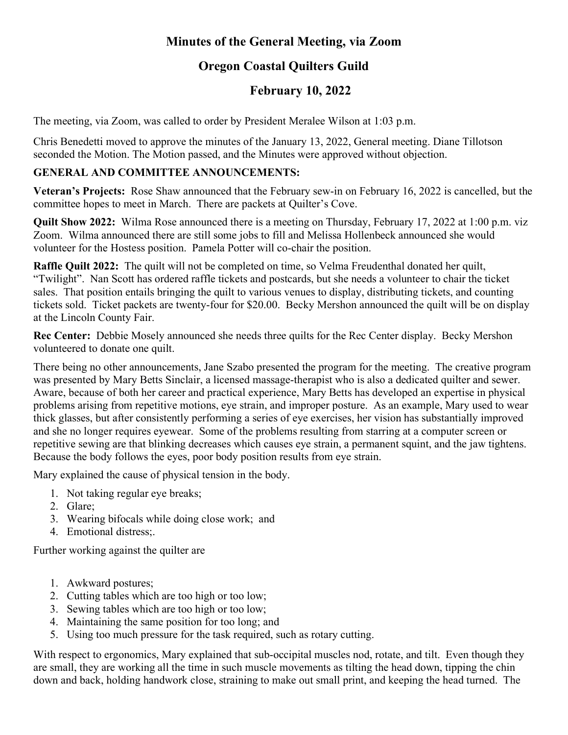# Minutes of the General Meeting, via Zoom

## Oregon Coastal Quilters Guild

## February 10, 2022

The meeting, via Zoom, was called to order by President Meralee Wilson at 1:03 p.m.

Chris Benedetti moved to approve the minutes of the January 13, 2022, General meeting. Diane Tillotson seconded the Motion. The Motion passed, and the Minutes were approved without objection.

**GENERAL AND COMMITTEE ANNOUNCEMENTS:**

**Veteran's Projects:** Rose Shaw announced that the February sew-in on February 16, 2022 is cancelled, but the committee hopes to meet in March. There are packets at Quilter's Cove.

**Quilt Show 2022:** Wilma Rose announced there is a meeting on Thursday, February 17, 2022 at 1:00 p.m. viz Zoom. Wilma announced there are still some jobs to fill and Melissa Hollenbeck announced she would volunteer for the Hostess position. Pamela Potter will co-chair the position.

**Raffle Quilt 2022:** The quilt will not be completed on time, so Velma Freudenthal donated her quilt, "Twilight". Nan Scott has ordered raffle tickets and postcards, but she needs a volunteer to chair the ticket sales. That position entails bringing the quilt to various venues to display, distributing tickets, and counting tickets sold. Ticket packets are twenty-four for $20.00. Becky Mershon announced the quilt will be on display at the Lincoln County Fair.

**Rec Center:** Debbie Mosely announced she needs three quilts for the Rec Center display. Becky Mershon volunteered to donate one quilt.

There being no other announcements, Jane Szabo presented the program for the meeting. The creative program was presented by Mary Betts Sinclair, a licensed massage-therapist who is also a dedicated quilter and sewer. Aware, because of both her career and practical experience, Mary Betts has developed an expertise in physical problems arising from repetitive motions, eye strain, and improper posture. As an example, Mary used to wear thick glasses, but after consistently performing a series of eye exercises, her vision has substantially improved and she no longer requires eyewear. Some of the problems resulting from starring at a computer screen or repetitive sewing are that blinking decreases which causes eye strain, a permanent squint, and the jaw tightens. Because the body follows the eyes, poor body position results from eye strain.

Mary explained the cause of physical tension in the body.

1. Not taking regular eye breaks;
2. Glare;
3. Wearing bifocals while doing close work; and
4. Emotional distress;.

Further working against the quilter are

1. Awkward postures;
2. Cutting tables which are too high or too low;
3. Sewing tables which are too high or too low;
4. Maintaining the same position for too long; and
5. Using too much pressure for the task required, such as rotary cutting.

With respect to ergonomics, Mary explained that sub-occipital muscles nod, rotate, and tilt. Even though they are small, they are working all the time in such muscle movements as tilting the head down, tipping the chin down and back, holding handwork close, straining to make out small print, and keeping the head turned. The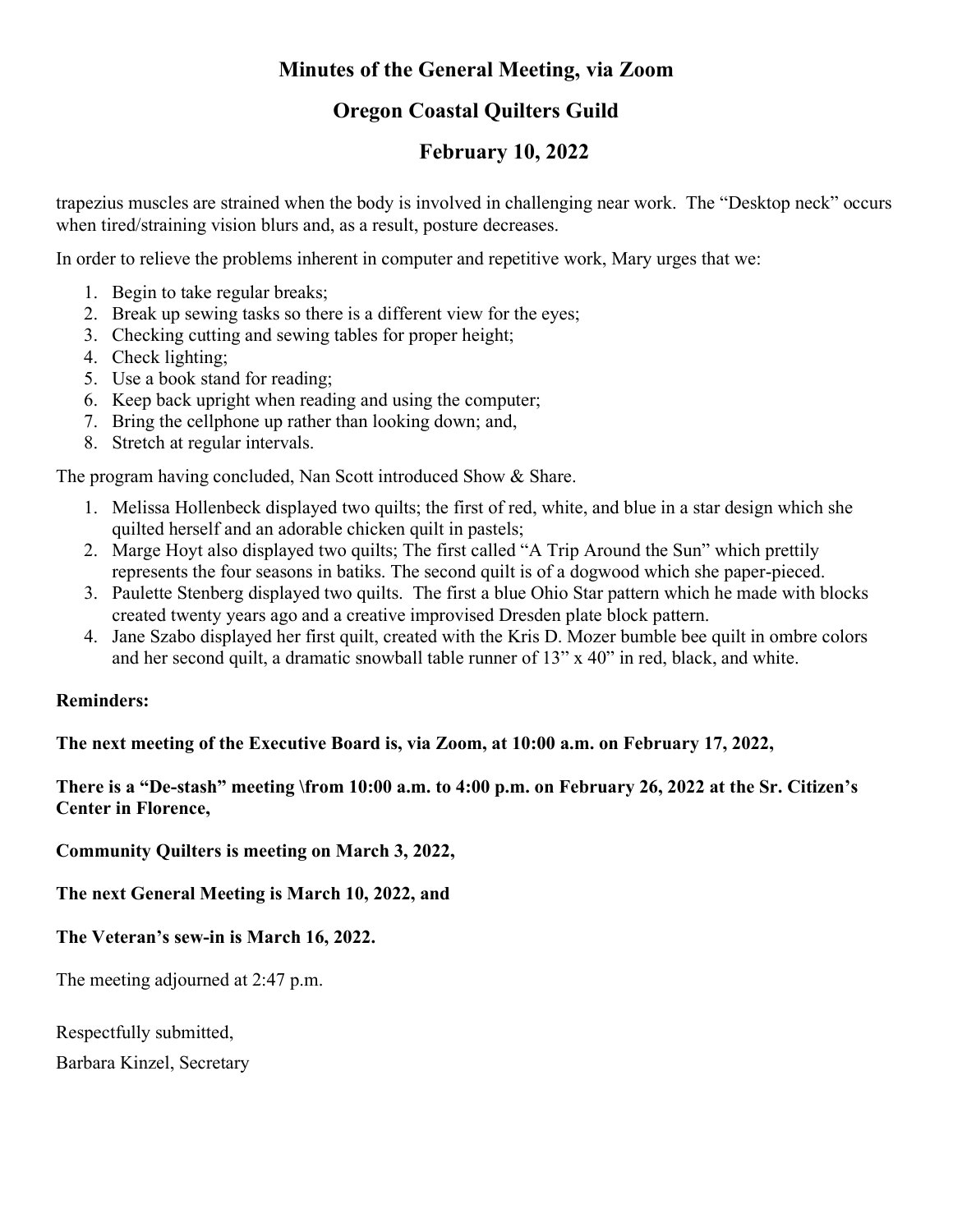# Minutes of the General Meeting, via Zoom

## Oregon Coastal Quilters Guild

## February 10, 2022

trapezius muscles are strained when the body is involved in challenging near work. The "Desktop neck" occurs when tired/straining vision blurs and, as a result, posture decreases.

In order to relieve the problems inherent in computer and repetitive work, Mary urges that we:

1. Begin to take regular breaks;
2. Break up sewing tasks so there is a different view for the eyes;
3. Checking cutting and sewing tables for proper height;
4. Check lighting;
5. Use a book stand for reading;
6. Keep back upright when reading and using the computer;
7. Bring the cellphone up rather than looking down; and,
8. Stretch at regular intervals.

The program having concluded, Nan Scott introduced Show & Share.

1. Melissa Hollenbeck displayed two quilts; the first of red, white, and blue in a star design which she quilted herself and an adorable chicken quilt in pastels;
2. Marge Hoyt also displayed two quilts; The first called "A Trip Around the Sun" which prettily represents the four seasons in batiks. The second quilt is of a dogwood which she paper-pieced.
3. Paulette Stenberg displayed two quilts. The first a blue Ohio Star pattern which he made with blocks created twenty years ago and a creative improvised Dresden plate block pattern.
4. Jane Szabo displayed her first quilt, created with the Kris D. Mozer bumble bee quilt in ombre colors and her second quilt, a dramatic snowball table runner of 13" x 40" in red, black, and white.

**Reminders:**

**The next meeting of the Executive Board is, via Zoom, at 10:00 a.m. on February 17, 2022,**

**There is a "De-stash" meeting \from 10:00 a.m. to 4:00 p.m. on February 26, 2022 at the Sr. Citizen's Center in Florence,**

**Community Quilters is meeting on March 3, 2022,**

**The next General Meeting is March 10, 2022, and**

**The Veteran's sew-in is March 16, 2022.**

The meeting adjourned at 2:47 p.m.

Respectfully submitted,

Barbara Kinzel, Secretary